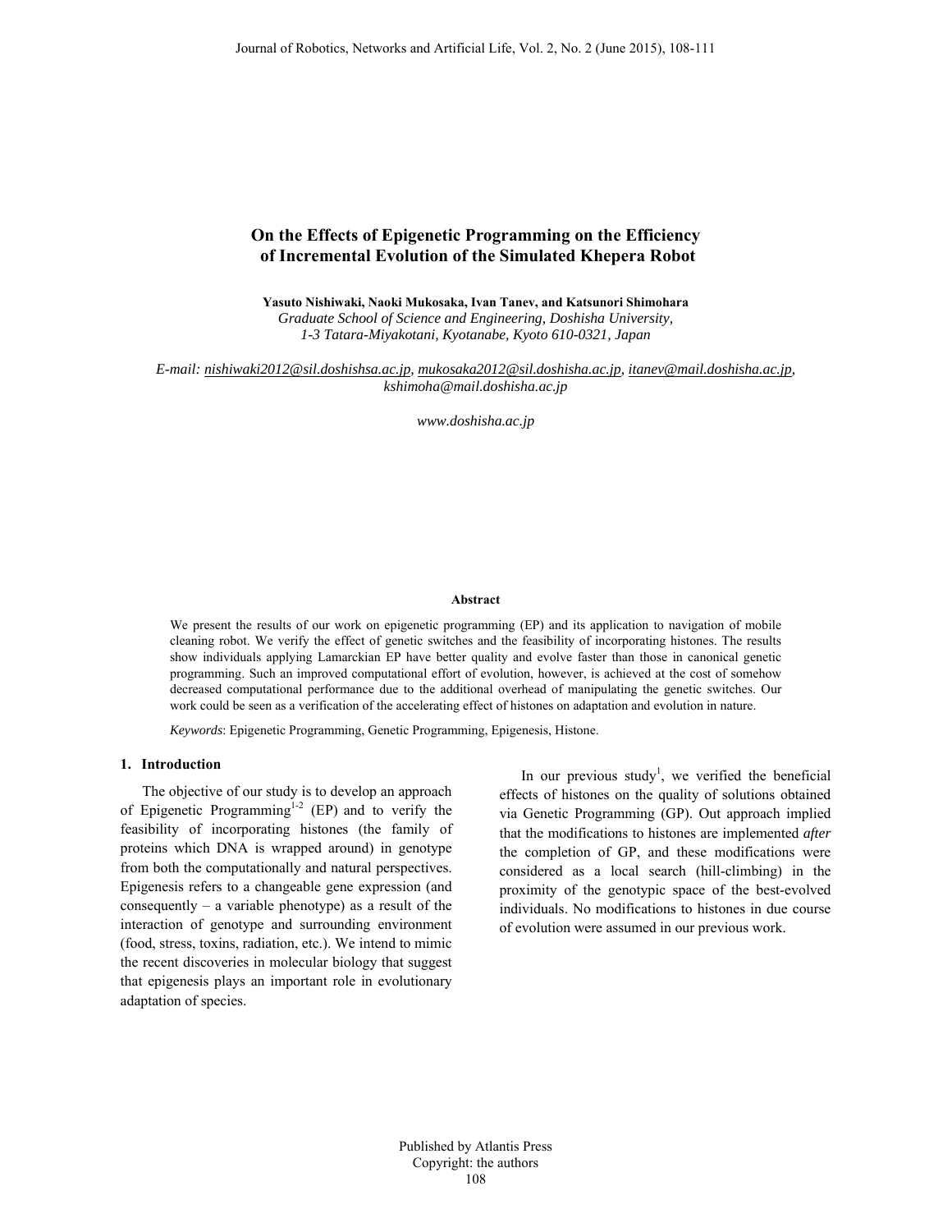# On the Effects of Epigenetic Programming on the Efficiency of Incremental Evolution of the Simulated Khepera Robot

**Yasuto Nishiwaki, Naoki Mukosaka, Ivan Tanev, and Katsunori Shimohara**

*Graduate School of Science and Engineering, Doshisha University,*
*1-3 Tatara-Miyakotani, Kyotanabe, Kyoto 610-0321, Japan*

*E-mail: nishiwaki2012@sil.doshishsa.ac.jp, mukosaka2012@sil.doshisha.ac.jp, itanev@mail.doshisha.ac.jp, kshimoha@mail.doshisha.ac.jp*

*www.doshisha.ac.jp*

### Abstract

We present the results of our work on epigenetic programming (EP) and its application to navigation of mobile cleaning robot. We verify the effect of genetic switches and the feasibility of incorporating histones. The results show individuals applying Lamarckian EP have better quality and evolve faster than those in canonical genetic programming. Such an improved computational effort of evolution, however, is achieved at the cost of somehow decreased computational performance due to the additional overhead of manipulating the genetic switches. Our work could be seen as a verification of the accelerating effect of histones on adaptation and evolution in nature.

*Keywords*: Epigenetic Programming, Genetic Programming, Epigenesis, Histone.

## 1. Introduction

The objective of our study is to develop an approach of Epigenetic Programming[1-2] (EP) and to verify the feasibility of incorporating histones (the family of proteins which DNA is wrapped around) in genotype from both the computationally and natural perspectives. Epigenesis refers to a changeable gene expression (and consequently – a variable phenotype) as a result of the interaction of genotype and surrounding environment (food, stress, toxins, radiation, etc.). We intend to mimic the recent discoveries in molecular biology that suggest that epigenesis plays an important role in evolutionary adaptation of species.

In our previous study[1], we verified the beneficial effects of histones on the quality of solutions obtained via Genetic Programming (GP). Out approach implied that the modifications to histones are implemented *after* the completion of GP, and these modifications were considered as a local search (hill-climbing) in the proximity of the genotypic space of the best-evolved individuals. No modifications to histones in due course of evolution were assumed in our previous work.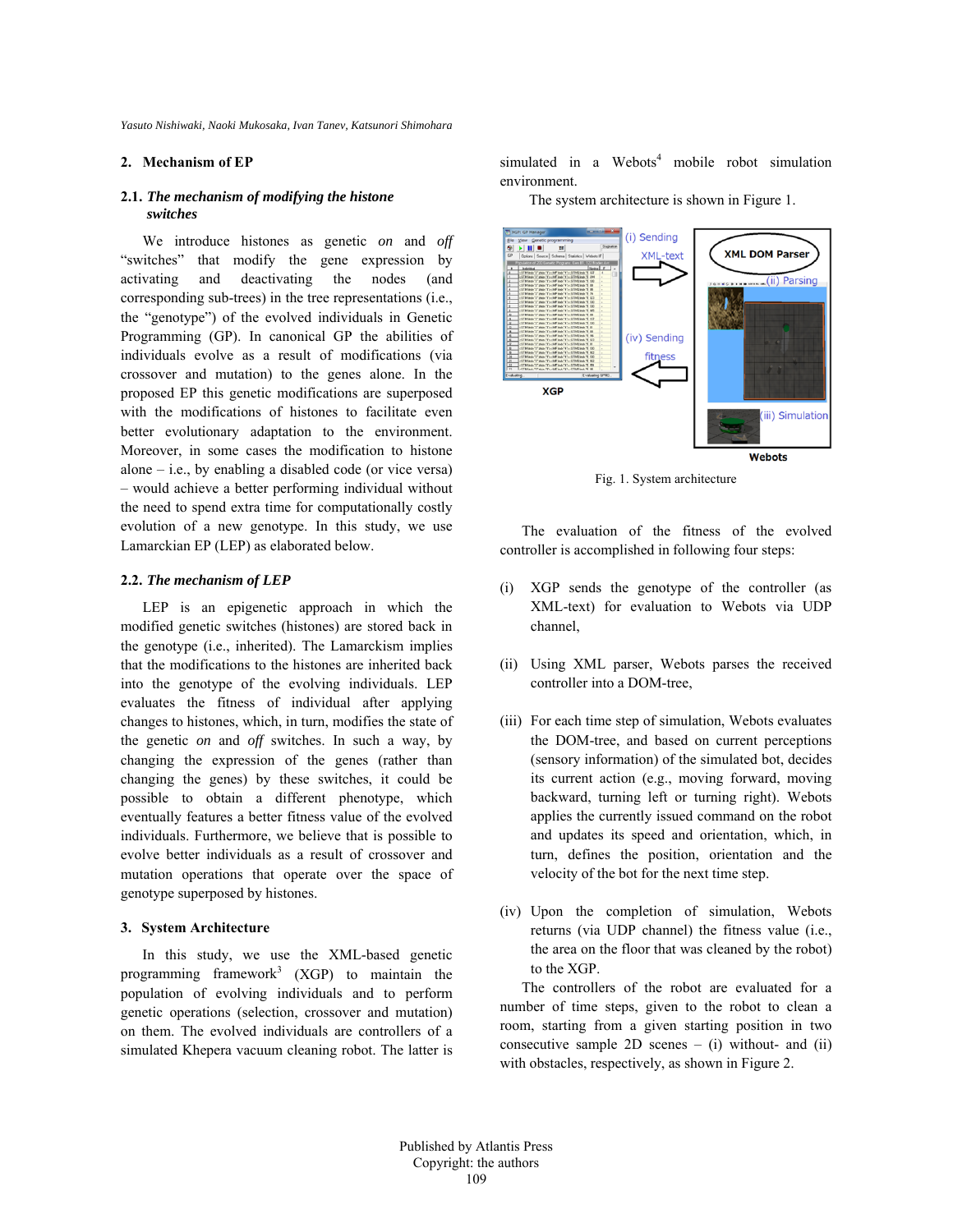## 2. Mechanism of EP

### 2.1. *The mechanism of modifying the histone switches*

We introduce histones as genetic *on* and *off* "switches" that modify the gene expression by activating and deactivating the nodes (and corresponding sub-trees) in the tree representations (i.e., the "genotype") of the evolved individuals in Genetic Programming (GP). In canonical GP the abilities of individuals evolve as a result of modifications (via crossover and mutation) to the genes alone. In the proposed EP this genetic modifications are superposed with the modifications of histones to facilitate even better evolutionary adaptation to the environment. Moreover, in some cases the modification to histone alone – i.e., by enabling a disabled code (or vice versa) – would achieve a better performing individual without the need to spend extra time for computationally costly evolution of a new genotype. In this study, we use Lamarckian EP (LEP) as elaborated below.

### 2.2. *The mechanism of LEP*

LEP is an epigenetic approach in which the modified genetic switches (histones) are stored back in the genotype (i.e., inherited). The Lamarckism implies that the modifications to the histones are inherited back into the genotype of the evolving individuals. LEP evaluates the fitness of individual after applying changes to histones, which, in turn, modifies the state of the genetic *on* and *off* switches. In such a way, by changing the expression of the genes (rather than changing the genes) by these switches, it could be possible to obtain a different phenotype, which eventually features a better fitness value of the evolved individuals. Furthermore, we believe that is possible to evolve better individuals as a result of crossover and mutation operations that operate over the space of genotype superposed by histones.

## 3. System Architecture

In this study, we use the XML-based genetic programming framework[3] (XGP) to maintain the population of evolving individuals and to perform genetic operations (selection, crossover and mutation) on them. The evolved individuals are controllers of a simulated Khepera vacuum cleaning robot. The latter is simulated in a Webots[4] mobile robot simulation environment.

The system architecture is shown in Figure 1.

(i) Sending XML-text

XML DOM Parser

(ii) Parsing

(iv) Sending fitness

XGP

(iii) Simulation

Webots

Fig. 1. System architecture

The evaluation of the fitness of the evolved controller is accomplished in following four steps:

(i) XGP sends the genotype of the controller (as XML-text) for evaluation to Webots via UDP channel,

(ii) Using XML parser, Webots parses the received controller into a DOM-tree,

(iii) For each time step of simulation, Webots evaluates the DOM-tree, and based on current perceptions (sensory information) of the simulated bot, decides its current action (e.g., moving forward, moving backward, turning left or turning right). Webots applies the currently issued command on the robot and updates its speed and orientation, which, in turn, defines the position, orientation and the velocity of the bot for the next time step.

(iv) Upon the completion of simulation, Webots returns (via UDP channel) the fitness value (i.e., the area on the floor that was cleaned by the robot) to the XGP.

The controllers of the robot are evaluated for a number of time steps, given to the robot to clean a room, starting from a given starting position in two consecutive sample 2D scenes – (i) without- and (ii) with obstacles, respectively, as shown in Figure 2.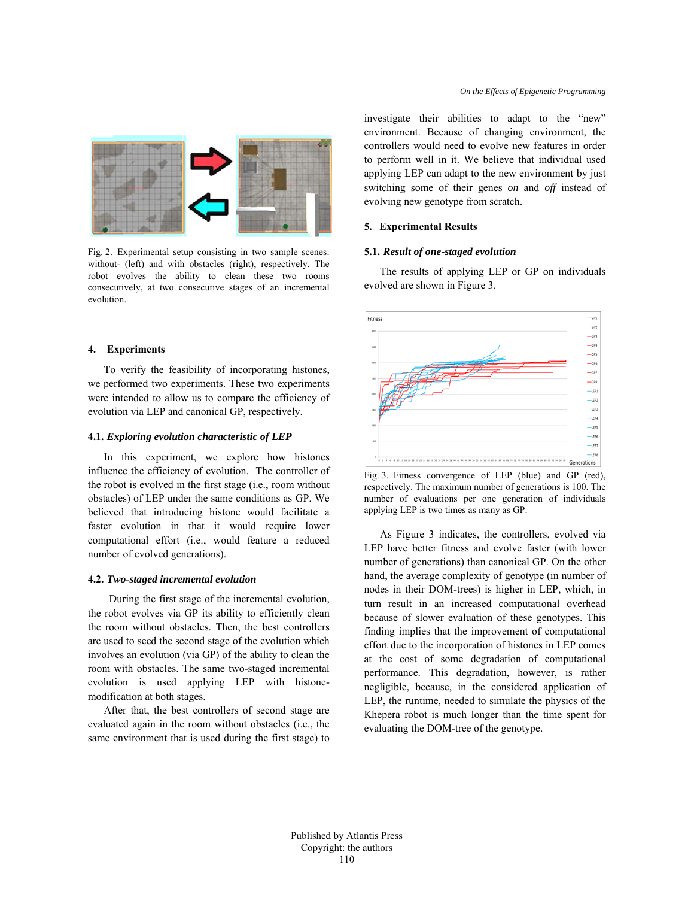Fig. 2. Experimental setup consisting in two sample scenes: without- (left) and with obstacles (right), respectively. The robot evolves the ability to clean these two rooms consecutively, at two consecutive stages of an incremental evolution.

## 4. Experiments

To verify the feasibility of incorporating histones, we performed two experiments. These two experiments were intended to allow us to compare the efficiency of evolution via LEP and canonical GP, respectively.

### 4.1. *Exploring evolution characteristic of LEP*

In this experiment, we explore how histones influence the efficiency of evolution. The controller of the robot is evolved in the first stage (i.e., room without obstacles) of LEP under the same conditions as GP. We believed that introducing histone would facilitate a faster evolution in that it would require lower computational effort (i.e., would feature a reduced number of evolved generations).

### 4.2. *Two-staged incremental evolution*

During the first stage of the incremental evolution, the robot evolves via GP its ability to efficiently clean the room without obstacles. Then, the best controllers are used to seed the second stage of the evolution which involves an evolution (via GP) of the ability to clean the room with obstacles. The same two-staged incremental evolution is used applying LEP with histone-modification at both stages.

After that, the best controllers of second stage are evaluated again in the room without obstacles (i.e., the same environment that is used during the first stage) to investigate their abilities to adapt to the "new" environment. Because of changing environment, the controllers would need to evolve new features in order to perform well in it. We believe that individual used applying LEP can adapt to the new environment by just switching some of their genes *on* and *off* instead of evolving new genotype from scratch.

## 5. Experimental Results

### 5.1. *Result of one-staged evolution*

The results of applying LEP or GP on individuals evolved are shown in Figure 3.

Fig. 3. Fitness convergence of LEP (blue) and GP (red), respectively. The maximum number of generations is 100. The number of evaluations per one generation of individuals applying LEP is two times as many as GP.

As Figure 3 indicates, the controllers, evolved via LEP have better fitness and evolve faster (with lower number of generations) than canonical GP. On the other hand, the average complexity of genotype (in number of nodes in their DOM-trees) is higher in LEP, which, in turn result in an increased computational overhead because of slower evaluation of these genotypes. This finding implies that the improvement of computational effort due to the incorporation of histones in LEP comes at the cost of some degradation of computational performance. This degradation, however, is rather negligible, because, in the considered application of LEP, the runtime, needed to simulate the physics of the Khepera robot is much longer than the time spent for evaluating the DOM-tree of the genotype.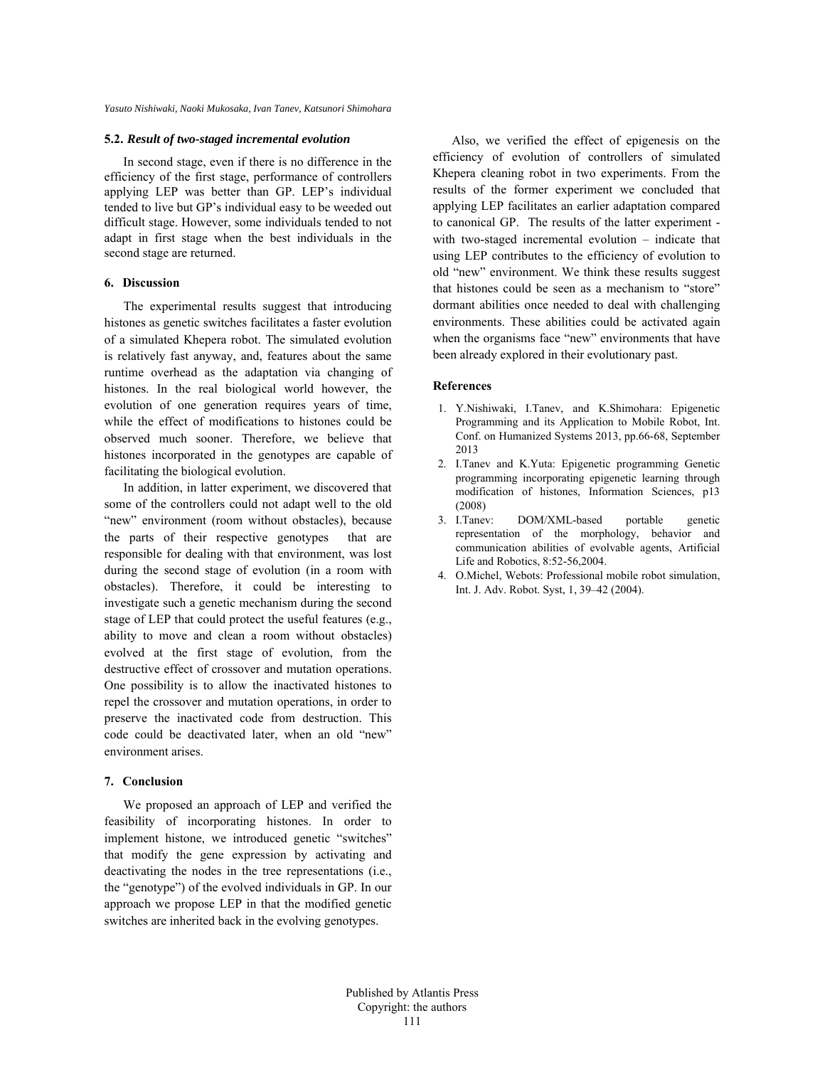### 5.2. *Result of two-staged incremental evolution*

In second stage, even if there is no difference in the efficiency of the first stage, performance of controllers applying LEP was better than GP. LEP's individual tended to live but GP's individual easy to be weeded out difficult stage. However, some individuals tended to not adapt in first stage when the best individuals in the second stage are returned.

## 6. Discussion

The experimental results suggest that introducing histones as genetic switches facilitates a faster evolution of a simulated Khepera robot. The simulated evolution is relatively fast anyway, and, features about the same runtime overhead as the adaptation via changing of histones. In the real biological world however, the evolution of one generation requires years of time, while the effect of modifications to histones could be observed much sooner. Therefore, we believe that histones incorporated in the genotypes are capable of facilitating the biological evolution.

In addition, in latter experiment, we discovered that some of the controllers could not adapt well to the old "new" environment (room without obstacles), because the parts of their respective genotypes that are responsible for dealing with that environment, was lost during the second stage of evolution (in a room with obstacles). Therefore, it could be interesting to investigate such a genetic mechanism during the second stage of LEP that could protect the useful features (e.g., ability to move and clean a room without obstacles) evolved at the first stage of evolution, from the destructive effect of crossover and mutation operations. One possibility is to allow the inactivated histones to repel the crossover and mutation operations, in order to preserve the inactivated code from destruction. This code could be deactivated later, when an old "new" environment arises.

## 7. Conclusion

We proposed an approach of LEP and verified the feasibility of incorporating histones. In order to implement histone, we introduced genetic "switches" that modify the gene expression by activating and deactivating the nodes in the tree representations (i.e., the "genotype") of the evolved individuals in GP. In our approach we propose LEP in that the modified genetic switches are inherited back in the evolving genotypes.

Also, we verified the effect of epigenesis on the efficiency of evolution of controllers of simulated Khepera cleaning robot in two experiments. From the results of the former experiment we concluded that applying LEP facilitates an earlier adaptation compared to canonical GP. The results of the latter experiment - with two-staged incremental evolution – indicate that using LEP contributes to the efficiency of evolution to old "new" environment. We think these results suggest that histones could be seen as a mechanism to "store" dormant abilities once needed to deal with challenging environments. These abilities could be activated again when the organisms face "new" environments that have been already explored in their evolutionary past.

## References

1. Y.Nishiwaki, I.Tanev, and K.Shimohara: Epigenetic Programming and its Application to Mobile Robot, Int. Conf. on Humanized Systems 2013, pp.66-68, September 2013
2. I.Tanev and K.Yuta: Epigenetic programming Genetic programming incorporating epigenetic learning through modification of histones, Information Sciences, p13 (2008)
3. I.Tanev: DOM/XML-based portable genetic representation of the morphology, behavior and communication abilities of evolvable agents, Artificial Life and Robotics, 8:52-56,2004.
4. O.Michel, Webots: Professional mobile robot simulation, Int. J. Adv. Robot. Syst, 1, 39–42 (2004).